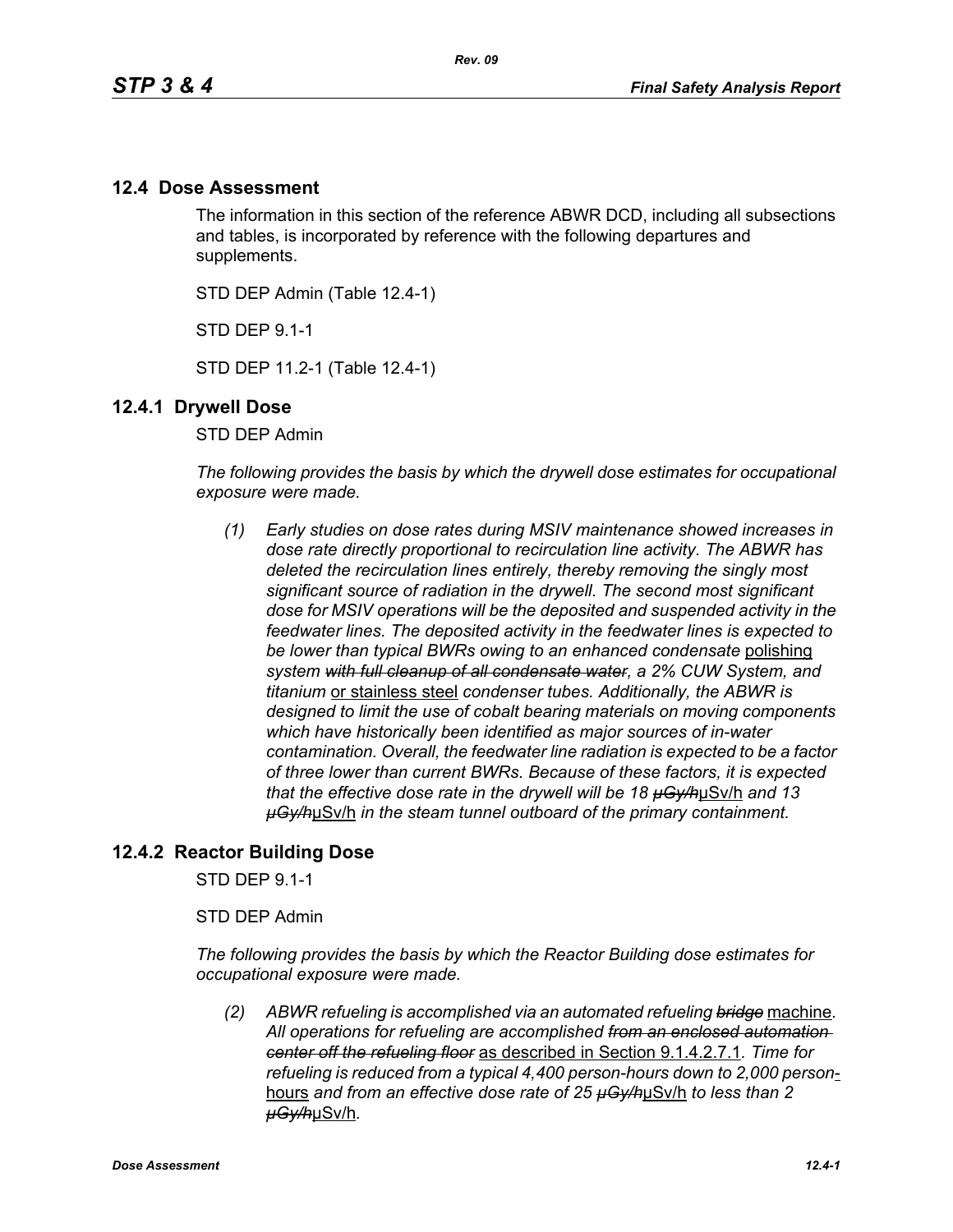## 12.4 Dose Assessment

The information in this section of the reference ABWR DCD, including all subsections and tables, is incorporated by reference with the following departures and supplements.

STD DEP Admin (Table 12.4-1)

STD DEP 9.1-1

STD DEP 11.2-1 (Table 12.4-1)

### 12.4.1 Drywell Dose

STD DEP Admin

*The following provides the basis by which the drywell dose estimates for occupational exposure were made.*

*(1) Early studies on dose rates during MSIV maintenance showed increases in dose rate directly proportional to recirculation line activity. The ABWR has deleted the recirculation lines entirely, thereby removing the singly most significant source of radiation in the drywell. The second most significant dose for MSIV operations will be the deposited and suspended activity in the feedwater lines. The deposited activity in the feedwater lines is expected to be lower than typical BWRs owing to an enhanced condensate* polishing *system ~~with full cleanup of all condensate water~~, a 2% CUW System, and titanium* or stainless steel *condenser tubes. Additionally, the ABWR is designed to limit the use of cobalt bearing materials on moving components which have historically been identified as major sources of in-water contamination. Overall, the feedwater line radiation is expected to be a factor of three lower than current BWRs. Because of these factors, it is expected that the effective dose rate in the drywell will be 18 ~~μGy/h~~*μSv/h *and 13 ~~μGy/h~~*μSv/h *in the steam tunnel outboard of the primary containment.*

### 12.4.2 Reactor Building Dose

STD DEP 9.1-1

STD DEP Admin

*The following provides the basis by which the Reactor Building dose estimates for occupational exposure were made.*

*(2) ABWR refueling is accomplished via an automated refueling ~~bridge~~* machine*. All operations for refueling are accomplished ~~from an enclosed automation center off the refueling floor~~* as described in Section 9.1.4.2.7.1*. Time for refueling is reduced from a typical 4,400 person-hours down to 2,000 person*-hours *and from an effective dose rate of 25 ~~μGy/h~~*μSv/h *to less than 2 ~~μGy/h~~*μSv/h*.*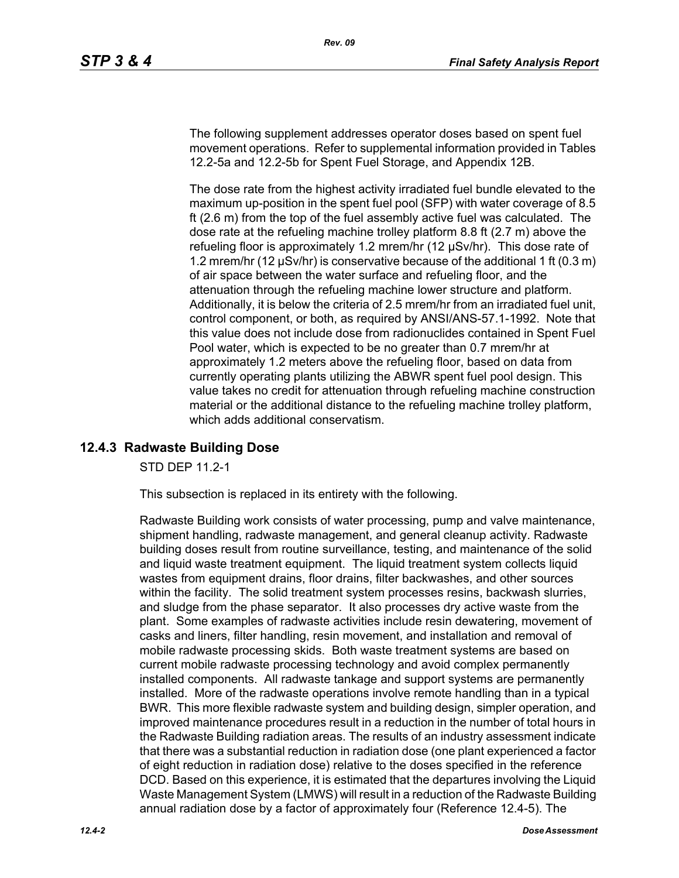The following supplement addresses operator doses based on spent fuel movement operations. Refer to supplemental information provided in Tables 12.2-5a and 12.2-5b for Spent Fuel Storage, and Appendix 12B.

The dose rate from the highest activity irradiated fuel bundle elevated to the maximum up-position in the spent fuel pool (SFP) with water coverage of 8.5 ft (2.6 m) from the top of the fuel assembly active fuel was calculated. The dose rate at the refueling machine trolley platform 8.8 ft (2.7 m) above the refueling floor is approximately 1.2 mrem/hr (12 μSv/hr). This dose rate of 1.2 mrem/hr (12 μSv/hr) is conservative because of the additional 1 ft (0.3 m) of air space between the water surface and refueling floor, and the attenuation through the refueling machine lower structure and platform. Additionally, it is below the criteria of 2.5 mrem/hr from an irradiated fuel unit, control component, or both, as required by ANSI/ANS-57.1-1992. Note that this value does not include dose from radionuclides contained in Spent Fuel Pool water, which is expected to be no greater than 0.7 mrem/hr at approximately 1.2 meters above the refueling floor, based on data from currently operating plants utilizing the ABWR spent fuel pool design. This value takes no credit for attenuation through refueling machine construction material or the additional distance to the refueling machine trolley platform, which adds additional conservatism.

## 12.4.3 Radwaste Building Dose

STD DEP 11.2-1

This subsection is replaced in its entirety with the following.

Radwaste Building work consists of water processing, pump and valve maintenance, shipment handling, radwaste management, and general cleanup activity. Radwaste building doses result from routine surveillance, testing, and maintenance of the solid and liquid waste treatment equipment. The liquid treatment system collects liquid wastes from equipment drains, floor drains, filter backwashes, and other sources within the facility. The solid treatment system processes resins, backwash slurries, and sludge from the phase separator. It also processes dry active waste from the plant. Some examples of radwaste activities include resin dewatering, movement of casks and liners, filter handling, resin movement, and installation and removal of mobile radwaste processing skids. Both waste treatment systems are based on current mobile radwaste processing technology and avoid complex permanently installed components. All radwaste tankage and support systems are permanently installed. More of the radwaste operations involve remote handling than in a typical BWR. This more flexible radwaste system and building design, simpler operation, and improved maintenance procedures result in a reduction in the number of total hours in the Radwaste Building radiation areas. The results of an industry assessment indicate that there was a substantial reduction in radiation dose (one plant experienced a factor of eight reduction in radiation dose) relative to the doses specified in the reference DCD. Based on this experience, it is estimated that the departures involving the Liquid Waste Management System (LMWS) will result in a reduction of the Radwaste Building annual radiation dose by a factor of approximately four (Reference 12.4-5). The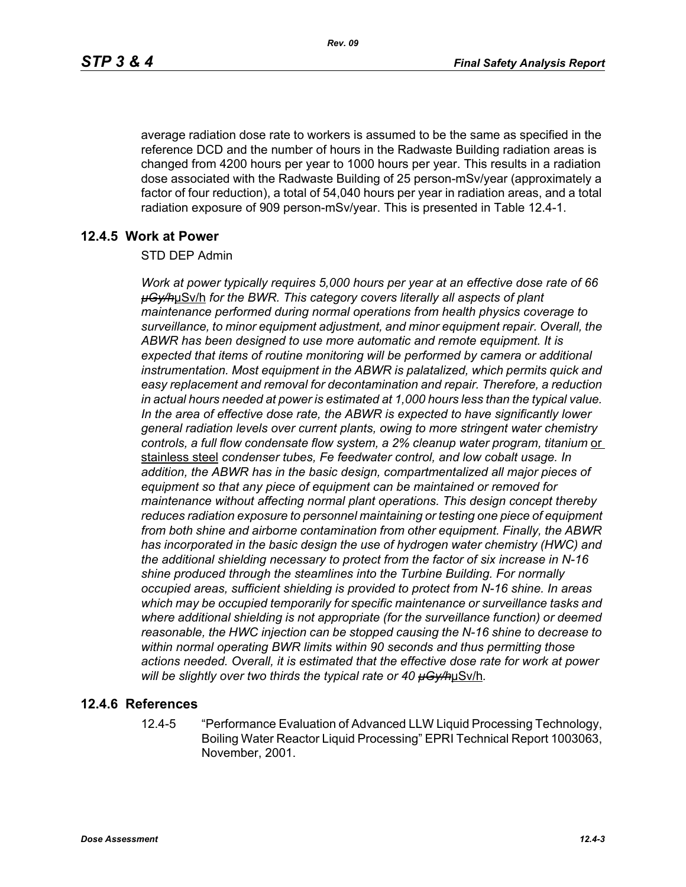average radiation dose rate to workers is assumed to be the same as specified in the reference DCD and the number of hours in the Radwaste Building radiation areas is changed from 4200 hours per year to 1000 hours per year. This results in a radiation dose associated with the Radwaste Building of 25 person-mSv/year (approximately a factor of four reduction), a total of 54,040 hours per year in radiation areas, and a total radiation exposure of 909 person-mSv/year. This is presented in Table 12.4-1.

## 12.4.5 Work at Power

STD DEP Admin

*Work at power typically requires 5,000 hours per year at an effective dose rate of 66* ~~*μGy/h*~~μSv/h *for the BWR. This category covers literally all aspects of plant maintenance performed during normal operations from health physics coverage to surveillance, to minor equipment adjustment, and minor equipment repair. Overall, the ABWR has been designed to use more automatic and remote equipment. It is expected that items of routine monitoring will be performed by camera or additional instrumentation. Most equipment in the ABWR is palatalized, which permits quick and easy replacement and removal for decontamination and repair. Therefore, a reduction in actual hours needed at power is estimated at 1,000 hours less than the typical value. In the area of effective dose rate, the ABWR is expected to have significantly lower general radiation levels over current plants, owing to more stringent water chemistry controls, a full flow condensate flow system, a 2% cleanup water program, titanium* or stainless steel *condenser tubes, Fe feedwater control, and low cobalt usage. In addition, the ABWR has in the basic design, compartmentalized all major pieces of equipment so that any piece of equipment can be maintained or removed for maintenance without affecting normal plant operations. This design concept thereby reduces radiation exposure to personnel maintaining or testing one piece of equipment from both shine and airborne contamination from other equipment. Finally, the ABWR has incorporated in the basic design the use of hydrogen water chemistry (HWC) and the additional shielding necessary to protect from the factor of six increase in N-16 shine produced through the steamlines into the Turbine Building. For normally occupied areas, sufficient shielding is provided to protect from N-16 shine. In areas which may be occupied temporarily for specific maintenance or surveillance tasks and where additional shielding is not appropriate (for the surveillance function) or deemed reasonable, the HWC injection can be stopped causing the N-16 shine to decrease to within normal operating BWR limits within 90 seconds and thus permitting those actions needed. Overall, it is estimated that the effective dose rate for work at power will be slightly over two thirds the typical rate or 40* ~~*μGy/h*~~μSv/h.

## 12.4.6 References

12.4-5 "Performance Evaluation of Advanced LLW Liquid Processing Technology, Boiling Water Reactor Liquid Processing" EPRI Technical Report 1003063, November, 2001.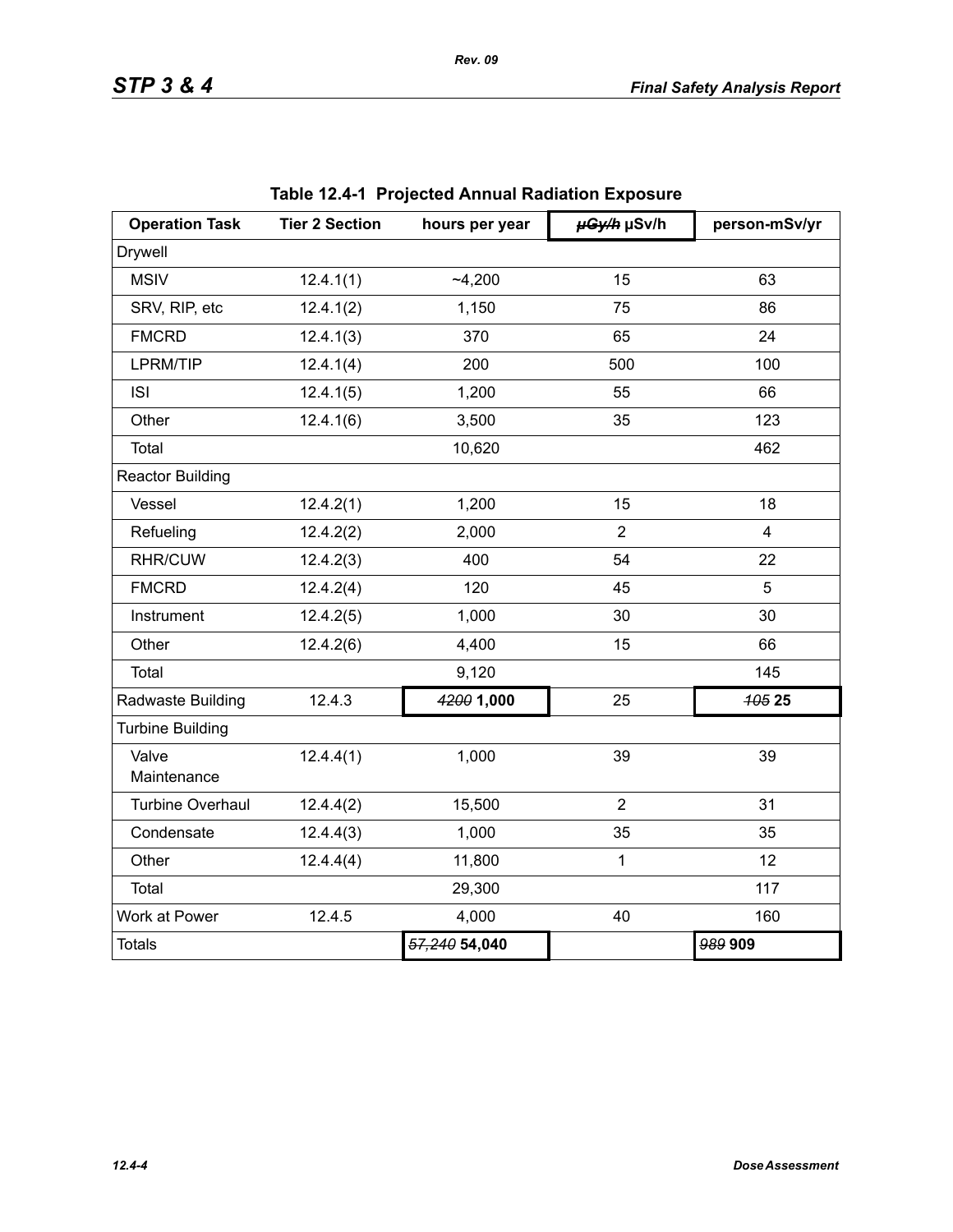## Table 12.4-1 Projected Annual Radiation Exposure

| Operation Task | Tier 2 Section | hours per year | ~~μGy/h~~ **μSv/h** | person-mSv/yr |
|---|---|---|---|---|
| Drywell | | | | |
| MSIV | 12.4.1(1) | ~4,200 | 15 | 63 |
| SRV, RIP, etc | 12.4.1(2) | 1,150 | 75 | 86 |
| FMCRD | 12.4.1(3) | 370 | 65 | 24 |
| LPRM/TIP | 12.4.1(4) | 200 | 500 | 100 |
| ISI | 12.4.1(5) | 1,200 | 55 | 66 |
| Other | 12.4.1(6) | 3,500 | 35 | 123 |
| Total | | 10,620 | | 462 |
| Reactor Building | | | | |
| Vessel | 12.4.2(1) | 1,200 | 15 | 18 |
| Refueling | 12.4.2(2) | 2,000 | 2 | 4 |
| RHR/CUW | 12.4.2(3) | 400 | 54 | 22 |
| FMCRD | 12.4.2(4) | 120 | 45 | 5 |
| Instrument | 12.4.2(5) | 1,000 | 30 | 30 |
| Other | 12.4.2(6) | 4,400 | 15 | 66 |
| Total | | 9,120 | | 145 |
| Radwaste Building | 12.4.3 | ~~4200~~ **1,000** | 25 | ~~105~~ **25** |
| Turbine Building | | | | |
| Valve Maintenance | 12.4.4(1) | 1,000 | 39 | 39 |
| Turbine Overhaul | 12.4.4(2) | 15,500 | 2 | 31 |
| Condensate | 12.4.4(3) | 1,000 | 35 | 35 |
| Other | 12.4.4(4) | 11,800 | 1 | 12 |
| Total | | 29,300 | | 117 |
| Work at Power | 12.4.5 | 4,000 | 40 | 160 |
| Totals | | ~~57,240~~ **54,040** | | ~~989~~ **909** |